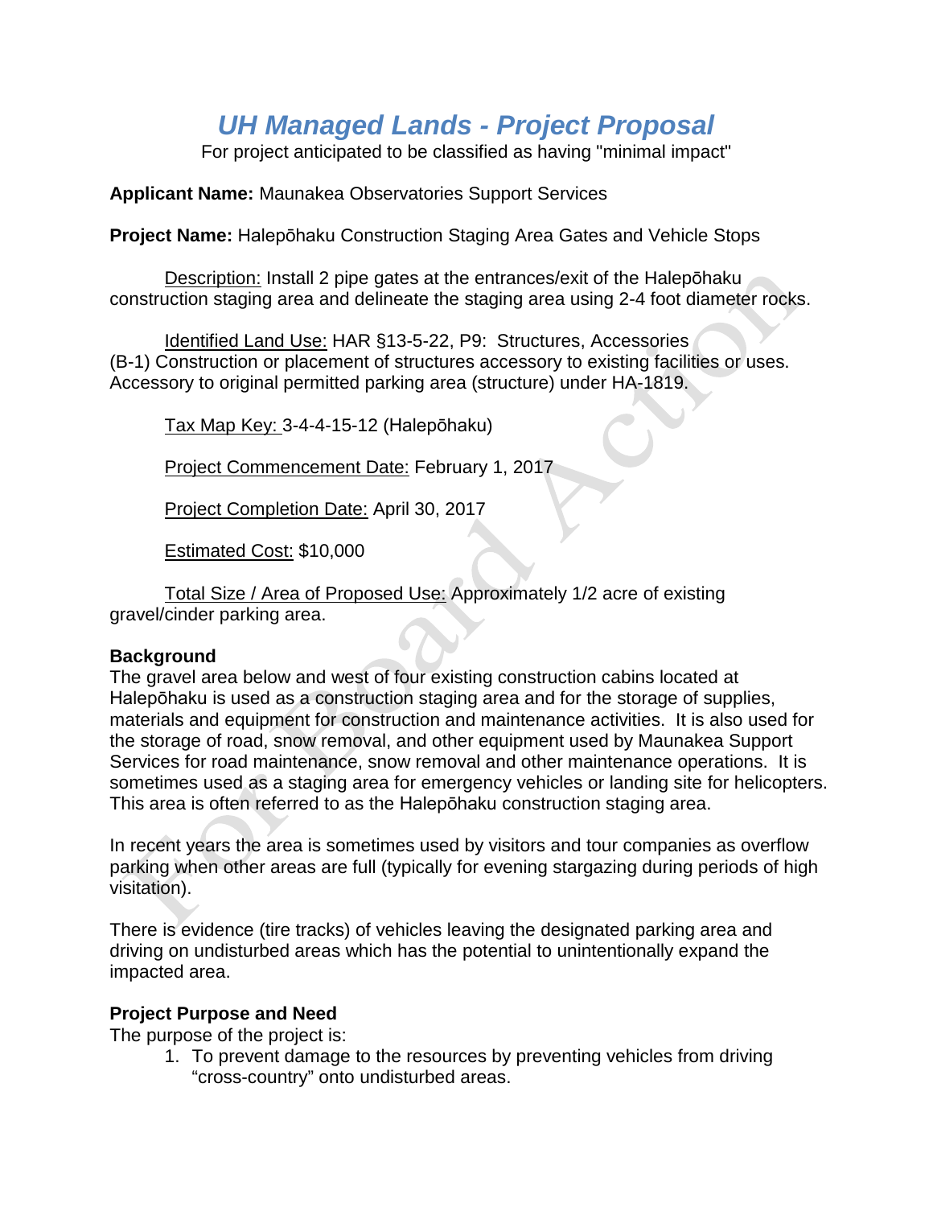# *UH Managed Lands - Project Proposal*

For project anticipated to be classified as having "minimal impact"

**Applicant Name:** Maunakea Observatories Support Services

**Project Name:** Halepōhaku Construction Staging Area Gates and Vehicle Stops

Description: Install 2 pipe gates at the entrances/exit of the Halepōhaku construction staging area and delineate the staging area using 2-4 foot diameter rocks.

Identified Land Use: HAR §13-5-22, P9: Structures, Accessories (B-1) Construction or placement of structures accessory to existing facilities or uses. Accessory to original permitted parking area (structure) under HA-1819.

Tax Map Key: 3-4-4-15-12 (Halepōhaku)

Project Commencement Date: February 1, 2017

Project Completion Date: April 30, 2017

Estimated Cost: $10,000

Total Size / Area of Proposed Use: Approximately 1/2 acre of existing gravel/cinder parking area.

**Background**

The gravel area below and west of four existing construction cabins located at Halepōhaku is used as a construction staging area and for the storage of supplies, materials and equipment for construction and maintenance activities. It is also used for the storage of road, snow removal, and other equipment used by Maunakea Support Services for road maintenance, snow removal and other maintenance operations. It is sometimes used as a staging area for emergency vehicles or landing site for helicopters. This area is often referred to as the Halepōhaku construction staging area.

In recent years the area is sometimes used by visitors and tour companies as overflow parking when other areas are full (typically for evening stargazing during periods of high visitation).

There is evidence (tire tracks) of vehicles leaving the designated parking area and driving on undisturbed areas which has the potential to unintentionally expand the impacted area.

**Project Purpose and Need**

The purpose of the project is:

1. To prevent damage to the resources by preventing vehicles from driving "cross-country" onto undisturbed areas.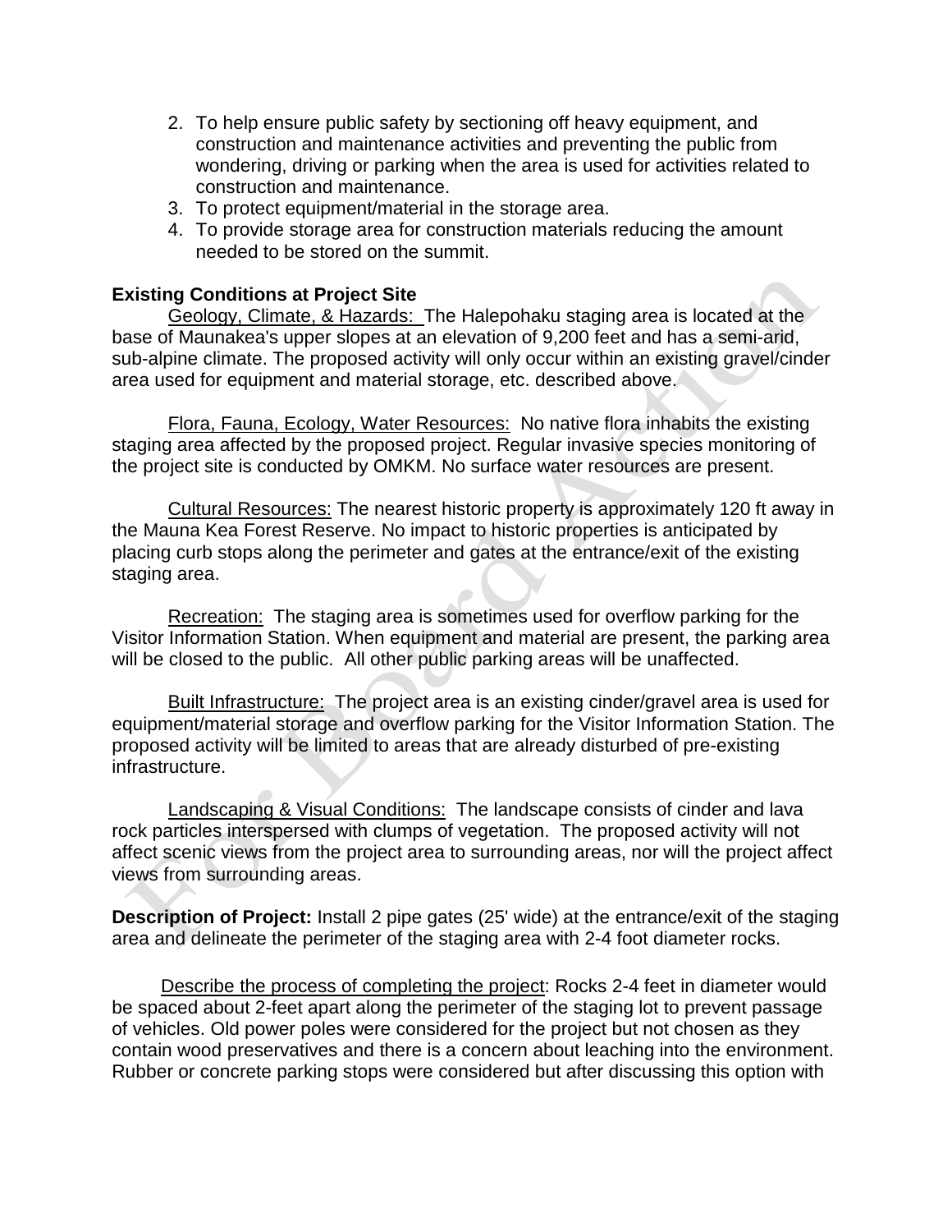2. To help ensure public safety by sectioning off heavy equipment, and construction and maintenance activities and preventing the public from wondering, driving or parking when the area is used for activities related to construction and maintenance.
3. To protect equipment/material in the storage area.
4. To provide storage area for construction materials reducing the amount needed to be stored on the summit.

**Existing Conditions at Project Site**

Geology, Climate, & Hazards: The Halepohaku staging area is located at the base of Maunakea's upper slopes at an elevation of 9,200 feet and has a semi-arid, sub-alpine climate. The proposed activity will only occur within an existing gravel/cinder area used for equipment and material storage, etc. described above.

Flora, Fauna, Ecology, Water Resources: No native flora inhabits the existing staging area affected by the proposed project. Regular invasive species monitoring of the project site is conducted by OMKM. No surface water resources are present.

Cultural Resources: The nearest historic property is approximately 120 ft away in the Mauna Kea Forest Reserve. No impact to historic properties is anticipated by placing curb stops along the perimeter and gates at the entrance/exit of the existing staging area.

Recreation: The staging area is sometimes used for overflow parking for the Visitor Information Station. When equipment and material are present, the parking area will be closed to the public. All other public parking areas will be unaffected.

Built Infrastructure: The project area is an existing cinder/gravel area is used for equipment/material storage and overflow parking for the Visitor Information Station. The proposed activity will be limited to areas that are already disturbed of pre-existing infrastructure.

Landscaping & Visual Conditions: The landscape consists of cinder and lava rock particles interspersed with clumps of vegetation. The proposed activity will not affect scenic views from the project area to surrounding areas, nor will the project affect views from surrounding areas.

**Description of Project:** Install 2 pipe gates (25' wide) at the entrance/exit of the staging area and delineate the perimeter of the staging area with 2-4 foot diameter rocks.

Describe the process of completing the project: Rocks 2-4 feet in diameter would be spaced about 2-feet apart along the perimeter of the staging lot to prevent passage of vehicles. Old power poles were considered for the project but not chosen as they contain wood preservatives and there is a concern about leaching into the environment. Rubber or concrete parking stops were considered but after discussing this option with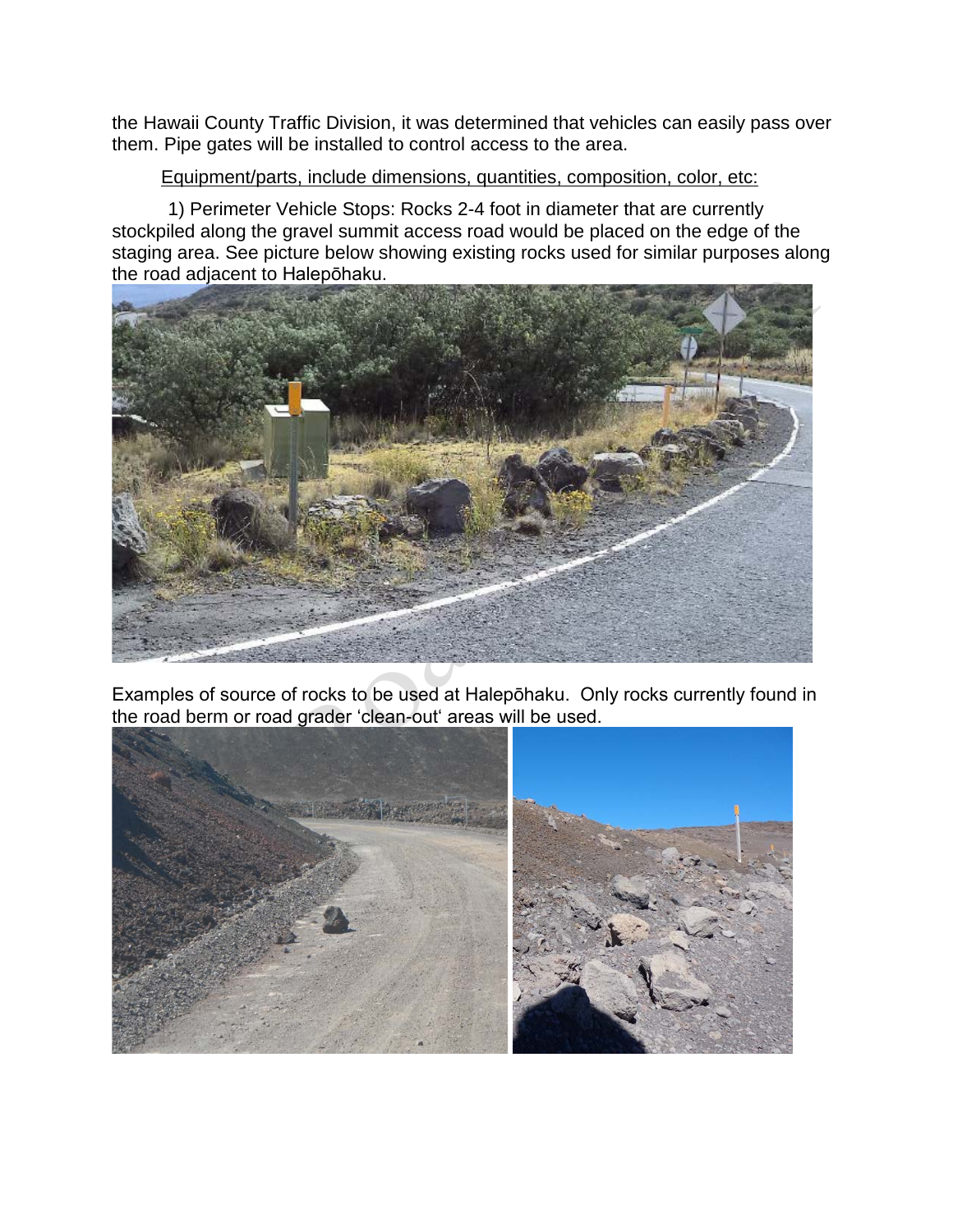the Hawaii County Traffic Division, it was determined that vehicles can easily pass over them. Pipe gates will be installed to control access to the area.

Equipment/parts, include dimensions, quantities, composition, color, etc:

1) Perimeter Vehicle Stops: Rocks 2-4 foot in diameter that are currently stockpiled along the gravel summit access road would be placed on the edge of the staging area. See picture below showing existing rocks used for similar purposes along the road adjacent to Halepōhaku.

Examples of source of rocks to be used at Halepōhaku. Only rocks currently found in the road berm or road grader 'clean-out' areas will be used.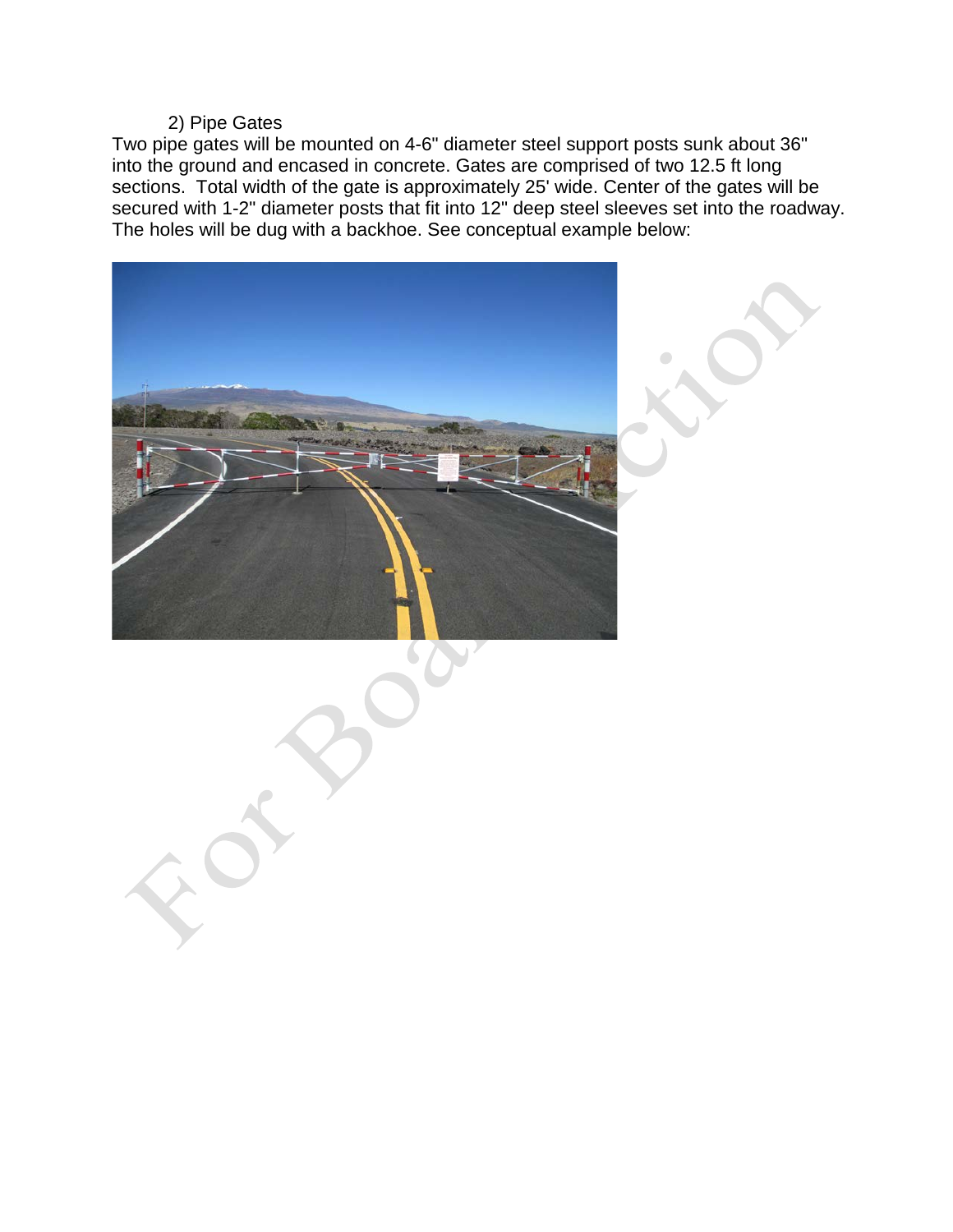2) Pipe Gates

Two pipe gates will be mounted on 4-6" diameter steel support posts sunk about 36" into the ground and encased in concrete. Gates are comprised of two 12.5 ft long sections. Total width of the gate is approximately 25' wide. Center of the gates will be secured with 1-2" diameter posts that fit into 12" deep steel sleeves set into the roadway. The holes will be dug with a backhoe. See conceptual example below: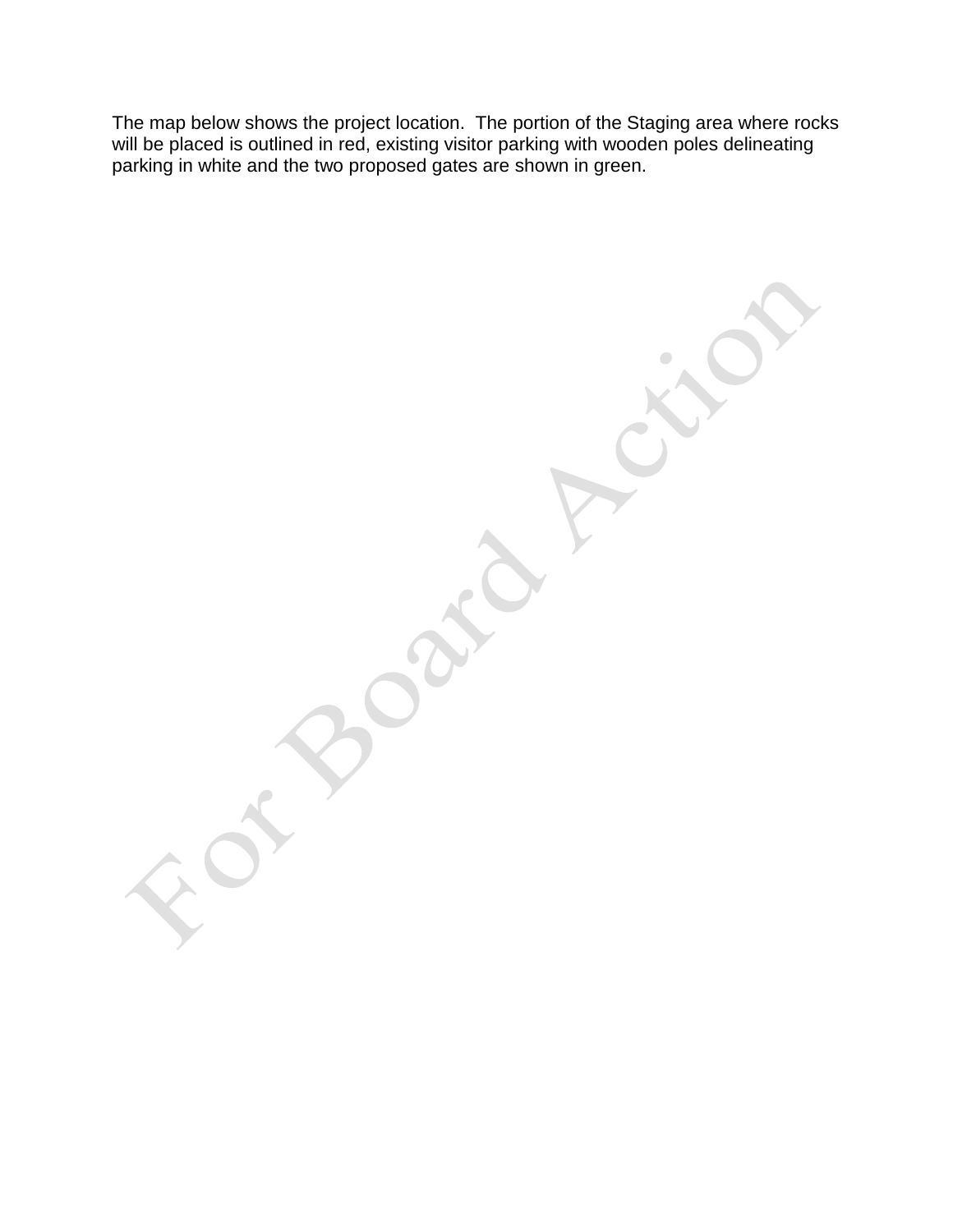The map below shows the project location. The portion of the Staging area where rocks will be placed is outlined in red, existing visitor parking with wooden poles delineating parking in white and the two proposed gates are shown in green.

For Board Action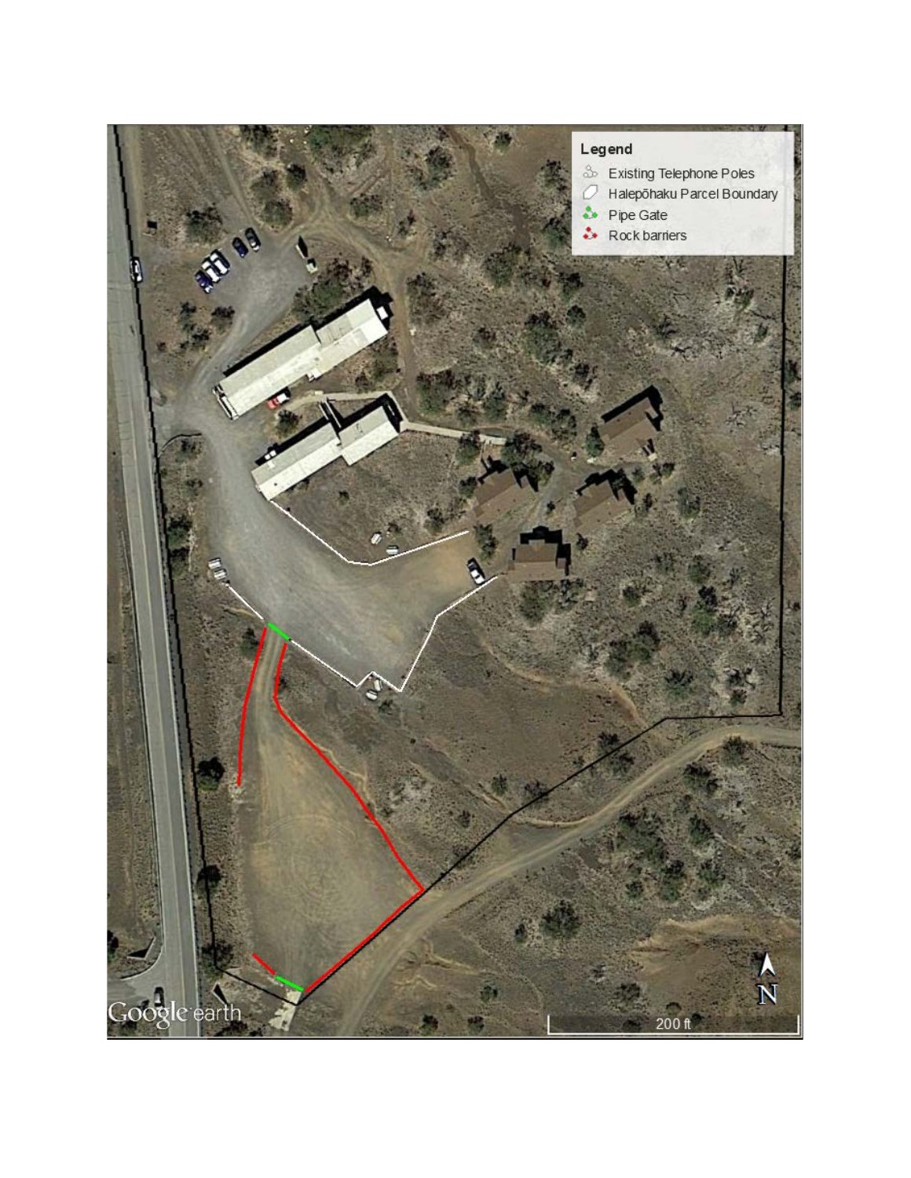**Legend**

- Existing Telephone Poles
- Halepōhaku Parcel Boundary
- Pipe Gate
- Rock barriers

N

200 ft

Google earth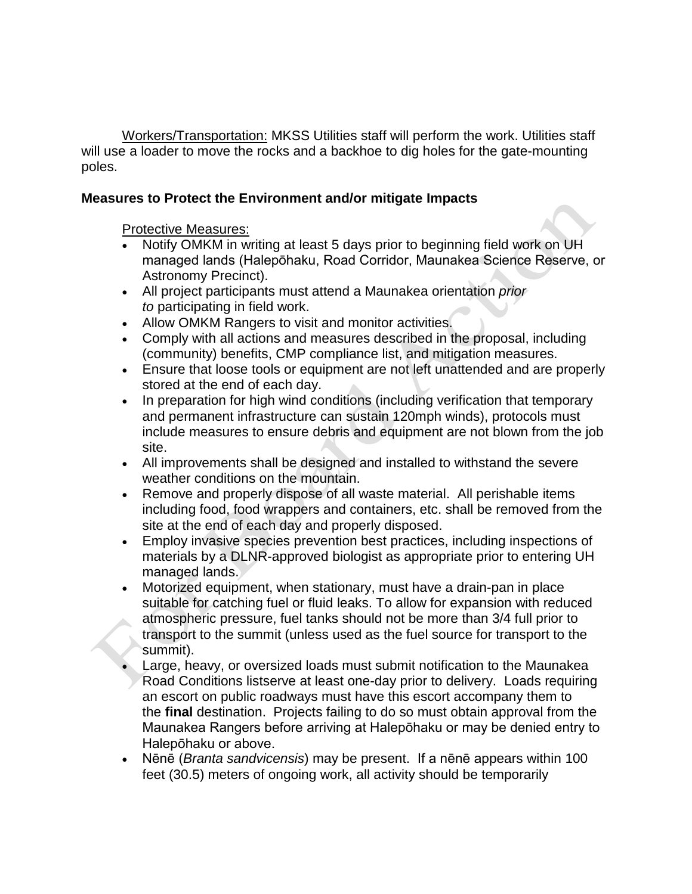Workers/Transportation: MKSS Utilities staff will perform the work. Utilities staff will use a loader to move the rocks and a backhoe to dig holes for the gate-mounting poles.

**Measures to Protect the Environment and/or mitigate Impacts**

Protective Measures:

- Notify OMKM in writing at least 5 days prior to beginning field work on UH managed lands (Halepōhaku, Road Corridor, Maunakea Science Reserve, or Astronomy Precinct).
- All project participants must attend a Maunakea orientation *prior to* participating in field work.
- Allow OMKM Rangers to visit and monitor activities.
- Comply with all actions and measures described in the proposal, including (community) benefits, CMP compliance list, and mitigation measures.
- Ensure that loose tools or equipment are not left unattended and are properly stored at the end of each day.
- In preparation for high wind conditions (including verification that temporary and permanent infrastructure can sustain 120mph winds), protocols must include measures to ensure debris and equipment are not blown from the job site.
- All improvements shall be designed and installed to withstand the severe weather conditions on the mountain.
- Remove and properly dispose of all waste material. All perishable items including food, food wrappers and containers, etc. shall be removed from the site at the end of each day and properly disposed.
- Employ invasive species prevention best practices, including inspections of materials by a DLNR-approved biologist as appropriate prior to entering UH managed lands.
- Motorized equipment, when stationary, must have a drain-pan in place suitable for catching fuel or fluid leaks. To allow for expansion with reduced atmospheric pressure, fuel tanks should not be more than 3/4 full prior to transport to the summit (unless used as the fuel source for transport to the summit).
- Large, heavy, or oversized loads must submit notification to the Maunakea Road Conditions listserve at least one-day prior to delivery. Loads requiring an escort on public roadways must have this escort accompany them to the **final** destination. Projects failing to do so must obtain approval from the Maunakea Rangers before arriving at Halepōhaku or may be denied entry to Halepōhaku or above.
- Nēnē (*Branta sandvicensis*) may be present. If a nēnē appears within 100 feet (30.5) meters of ongoing work, all activity should be temporarily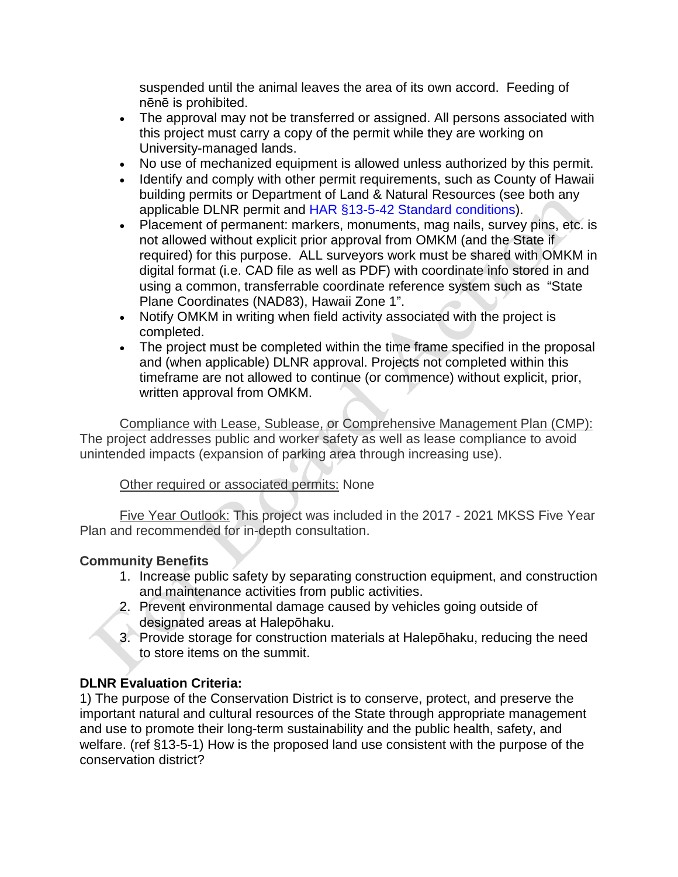suspended until the animal leaves the area of its own accord. Feeding of nēnē is prohibited.

- The approval may not be transferred or assigned. All persons associated with this project must carry a copy of the permit while they are working on University-managed lands.
- No use of mechanized equipment is allowed unless authorized by this permit.
- Identify and comply with other permit requirements, such as County of Hawaii building permits or Department of Land & Natural Resources (see both any applicable DLNR permit and HAR §13-5-42 Standard conditions).
- Placement of permanent: markers, monuments, mag nails, survey pins, etc. is not allowed without explicit prior approval from OMKM (and the State if required) for this purpose. ALL surveyors work must be shared with OMKM in digital format (i.e. CAD file as well as PDF) with coordinate info stored in and using a common, transferrable coordinate reference system such as "State Plane Coordinates (NAD83), Hawaii Zone 1".
- Notify OMKM in writing when field activity associated with the project is completed.
- The project must be completed within the time frame specified in the proposal and (when applicable) DLNR approval. Projects not completed within this timeframe are not allowed to continue (or commence) without explicit, prior, written approval from OMKM.

Compliance with Lease, Sublease, or Comprehensive Management Plan (CMP): The project addresses public and worker safety as well as lease compliance to avoid unintended impacts (expansion of parking area through increasing use).

Other required or associated permits: None

Five Year Outlook: This project was included in the 2017 - 2021 MKSS Five Year Plan and recommended for in-depth consultation.

**Community Benefits**

1. Increase public safety by separating construction equipment, and construction and maintenance activities from public activities.
2. Prevent environmental damage caused by vehicles going outside of designated areas at Halepōhaku.
3. Provide storage for construction materials at Halepōhaku, reducing the need to store items on the summit.

**DLNR Evaluation Criteria:**

1) The purpose of the Conservation District is to conserve, protect, and preserve the important natural and cultural resources of the State through appropriate management and use to promote their long-term sustainability and the public health, safety, and welfare. (ref §13-5-1) How is the proposed land use consistent with the purpose of the conservation district?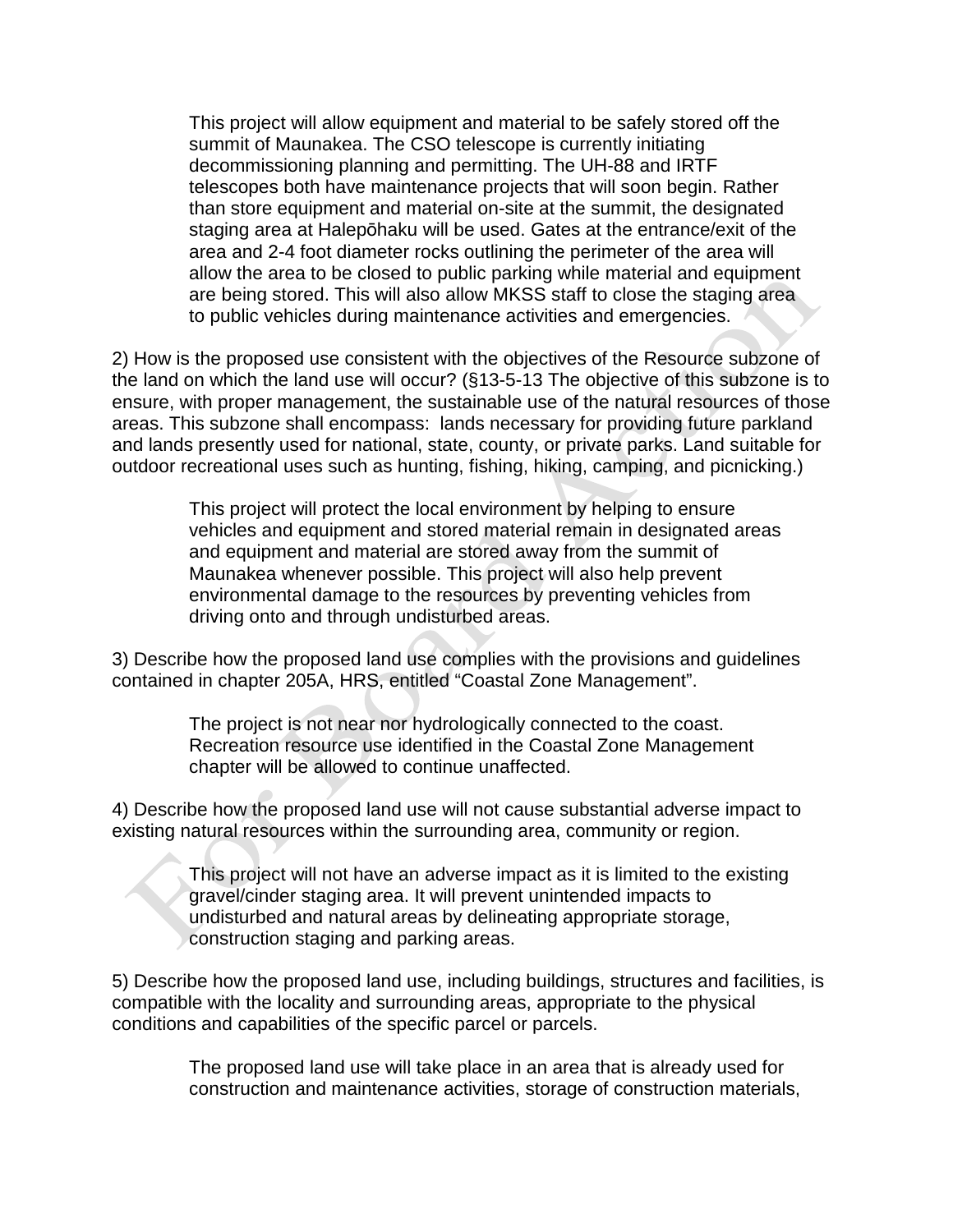This project will allow equipment and material to be safely stored off the summit of Maunakea. The CSO telescope is currently initiating decommissioning planning and permitting. The UH-88 and IRTF telescopes both have maintenance projects that will soon begin. Rather than store equipment and material on-site at the summit, the designated staging area at Halepōhaku will be used. Gates at the entrance/exit of the area and 2-4 foot diameter rocks outlining the perimeter of the area will allow the area to be closed to public parking while material and equipment are being stored. This will also allow MKSS staff to close the staging area to public vehicles during maintenance activities and emergencies.

2) How is the proposed use consistent with the objectives of the Resource subzone of the land on which the land use will occur? (§13-5-13 The objective of this subzone is to ensure, with proper management, the sustainable use of the natural resources of those areas. This subzone shall encompass: lands necessary for providing future parkland and lands presently used for national, state, county, or private parks. Land suitable for outdoor recreational uses such as hunting, fishing, hiking, camping, and picnicking.)

This project will protect the local environment by helping to ensure vehicles and equipment and stored material remain in designated areas and equipment and material are stored away from the summit of Maunakea whenever possible. This project will also help prevent environmental damage to the resources by preventing vehicles from driving onto and through undisturbed areas.

3) Describe how the proposed land use complies with the provisions and guidelines contained in chapter 205A, HRS, entitled "Coastal Zone Management".

The project is not near nor hydrologically connected to the coast. Recreation resource use identified in the Coastal Zone Management chapter will be allowed to continue unaffected.

4) Describe how the proposed land use will not cause substantial adverse impact to existing natural resources within the surrounding area, community or region.

This project will not have an adverse impact as it is limited to the existing gravel/cinder staging area. It will prevent unintended impacts to undisturbed and natural areas by delineating appropriate storage, construction staging and parking areas.

5) Describe how the proposed land use, including buildings, structures and facilities, is compatible with the locality and surrounding areas, appropriate to the physical conditions and capabilities of the specific parcel or parcels.

The proposed land use will take place in an area that is already used for construction and maintenance activities, storage of construction materials,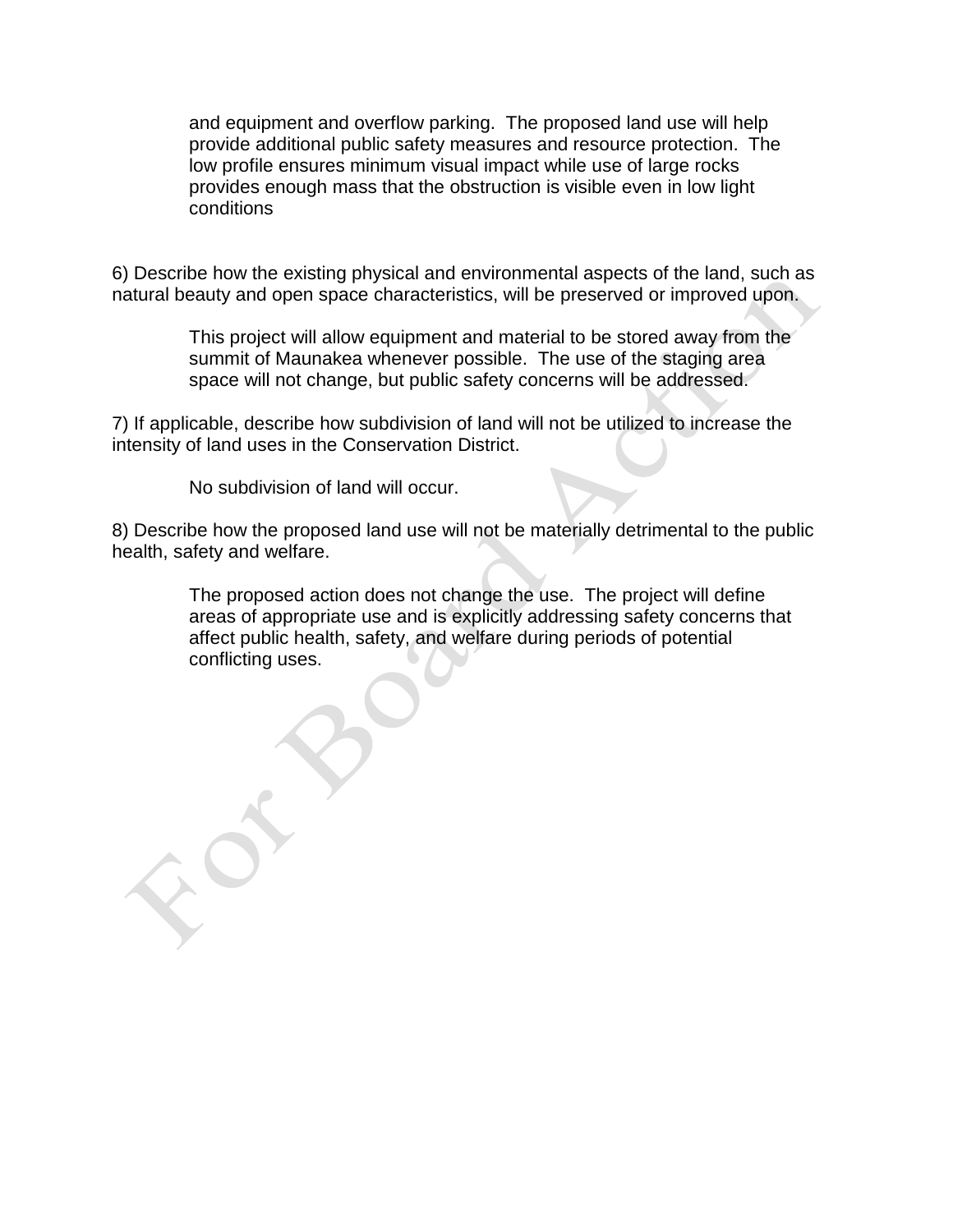and equipment and overflow parking. The proposed land use will help provide additional public safety measures and resource protection. The low profile ensures minimum visual impact while use of large rocks provides enough mass that the obstruction is visible even in low light conditions

6) Describe how the existing physical and environmental aspects of the land, such as natural beauty and open space characteristics, will be preserved or improved upon.

This project will allow equipment and material to be stored away from the summit of Maunakea whenever possible. The use of the staging area space will not change, but public safety concerns will be addressed.

7) If applicable, describe how subdivision of land will not be utilized to increase the intensity of land uses in the Conservation District.

No subdivision of land will occur.

8) Describe how the proposed land use will not be materially detrimental to the public health, safety and welfare.

The proposed action does not change the use. The project will define areas of appropriate use and is explicitly addressing safety concerns that affect public health, safety, and welfare during periods of potential conflicting uses.